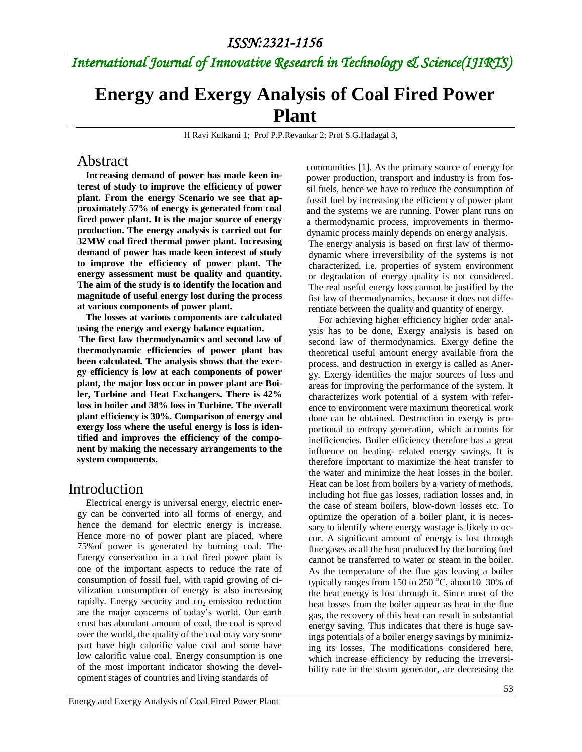# Energy and Exergy Analysis of Coal Fired Power Plant

H Ravi Kulkarni 1; Prof P.P.Revankar 2; Prof S.G.Hadagal 3,

## Abstract

**Increasing demand of power has made keen interest of study to improve the efficiency of power plant. From the energy Scenario we see that approximately 57% of energy is generated from coal fired power plant. It is the major source of energy production. The energy analysis is carried out for 32MW coal fired thermal power plant. Increasing demand of power has made keen interest of study to improve the efficiency of power plant. The energy assessment must be quality and quantity. The aim of the study is to identify the location and magnitude of useful energy lost during the process at various components of power plant.**

**The losses at various components are calculated using the energy and exergy balance equation.**

**The first law thermodynamics and second law of thermodynamic efficiencies of power plant has been calculated. The analysis shows that the exergy efficiency is low at each components of power plant, the major loss occur in power plant are Boiler, Turbine and Heat Exchangers. There is 42% loss in boiler and 38% loss in Turbine. The overall plant efficiency is 30%. Comparison of energy and exergy loss where the useful energy is loss is identified and improves the efficiency of the component by making the necessary arrangements to the system components.**

## Introduction

Electrical energy is universal energy, electric energy can be converted into all forms of energy, and hence the demand for electric energy is increase. Hence more no of power plant are placed, where 75%of power is generated by burning coal. The Energy conservation in a coal fired power plant is one of the important aspects to reduce the rate of consumption of fossil fuel, with rapid growing of civilization consumption of energy is also increasing rapidly. Energy security and $co_2$ emission reduction are the major concerns of today's world. Our earth crust has abundant amount of coal, the coal is spread over the world, the quality of the coal may vary some part have high calorific value coal and some have low calorific value coal. Energy consumption is one of the most important indicator showing the development stages of countries and living standards of communities [1]. As the primary source of energy for power production, transport and industry is from fossil fuels, hence we have to reduce the consumption of fossil fuel by increasing the efficiency of power plant and the systems we are running. Power plant runs on a thermodynamic process, improvements in thermodynamic process mainly depends on energy analysis.

The energy analysis is based on first law of thermodynamic where irreversibility of the systems is not characterized, i.e. properties of system environment or degradation of energy quality is not considered. The real useful energy loss cannot be justified by the fist law of thermodynamics, because it does not differentiate between the quality and quantity of energy.

For achieving higher efficiency higher order analysis has to be done, Exergy analysis is based on second law of thermodynamics. Exergy define the theoretical useful amount energy available from the process, and destruction in exergy is called as Anergy. Exergy identifies the major sources of loss and areas for improving the performance of the system. It characterizes work potential of a system with reference to environment were maximum theoretical work done can be obtained. Destruction in exergy is proportional to entropy generation, which accounts for inefficiencies. Boiler efficiency therefore has a great influence on heating- related energy savings. It is therefore important to maximize the heat transfer to the water and minimize the heat losses in the boiler. Heat can be lost from boilers by a variety of methods, including hot flue gas losses, radiation losses and, in the case of steam boilers, blow-down losses etc. To optimize the operation of a boiler plant, it is necessary to identify where energy wastage is likely to occur. A significant amount of energy is lost through flue gases as all the heat produced by the burning fuel cannot be transferred to water or steam in the boiler. As the temperature of the flue gas leaving a boiler typically ranges from 150 to 250 $^{o}$C, about10–30% of the heat energy is lost through it. Since most of the heat losses from the boiler appear as heat in the flue gas, the recovery of this heat can result in substantial energy saving. This indicates that there is huge savings potentials of a boiler energy savings by minimizing its losses. The modifications considered here, which increase efficiency by reducing the irreversibility rate in the steam generator, are decreasing the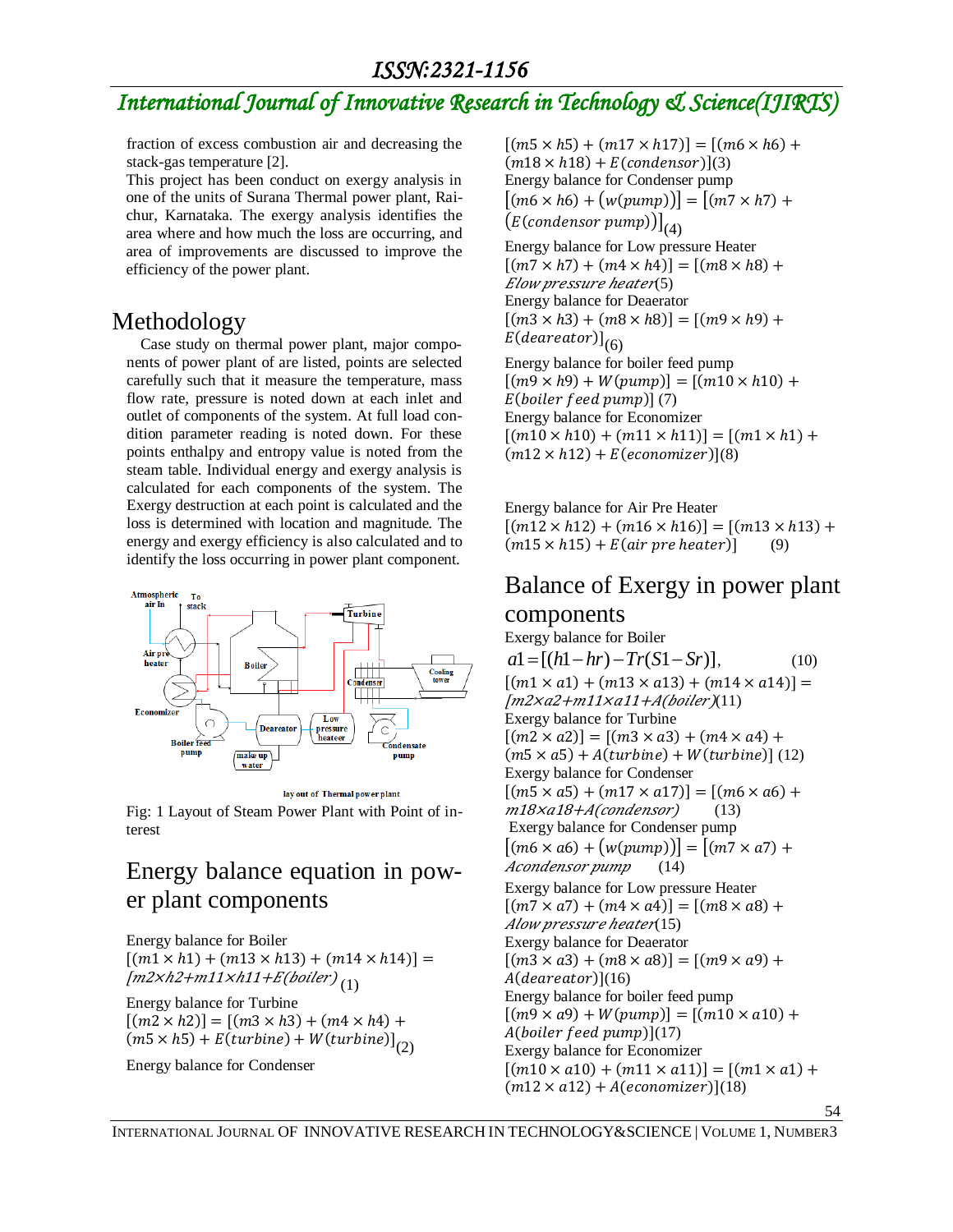fraction of excess combustion air and decreasing the stack-gas temperature [2].

This project has been conduct on exergy analysis in one of the units of Surana Thermal power plant, Raichur, Karnataka. The exergy analysis identifies the area where and how much the loss are occurring, and area of improvements are discussed to improve the efficiency of the power plant.

# Methodology

Case study on thermal power plant, major components of power plant of are listed, points are selected carefully such that it measure the temperature, mass flow rate, pressure is noted down at each inlet and outlet of components of the system. At full load condition parameter reading is noted down. For these points enthalpy and entropy value is noted from the steam table. Individual energy and exergy analysis is calculated for each components of the system. The Exergy destruction at each point is calculated and the loss is determined with location and magnitude. The energy and exergy efficiency is also calculated and to identify the loss occurring in power plant component.

Fig: 1 Layout of Steam Power Plant with Point of interest

# Energy balance equation in power plant components

Energy balance for Boiler

$$[(m1 \times h1) + (m13 \times h13) + (m14 \times h14)] = [m2 \times h2 + m11 \times h11 + E(boiler)] \quad (1)$$

Energy balance for Turbine

$$[(m2 \times h2)] = [(m3 \times h3) + (m4 \times h4) + (m5 \times h5) + E(turbine) + W(turbine)] \quad (2)$$

Energy balance for Condenser

$$[(m5 \times h5) + (m17 \times h17)] = [(m6 \times h6) + (m18 \times h18) + E(condensor)] \quad (3)$$

Energy balance for Condenser pump

$$[(m6 \times h6) + (w(pump))] = [(m7 \times h7) + (E(condensor\ pump))] \quad (4)$$

Energy balance for Low pressure Heater

$$[(m7 \times h7) + (m4 \times h4)] = [(m8 \times h8) + E low\ pressure\ heater] \quad (5)$$

Energy balance for Deaerator

$$[(m3 \times h3) + (m8 \times h8)] = [(m9 \times h9) + E(deareator)] \quad (6)$$

Energy balance for boiler feed pump

$$[(m9 \times h9) + W(pump)] = [(m10 \times h10) + E(boiler\ feed\ pump)] \quad (7)$$

Energy balance for Economizer

$$[(m10 \times h10) + (m11 \times h11)] = [(m1 \times h1) + (m12 \times h12) + E(economizer)] \quad (8)$$

Energy balance for Air Pre Heater

$$[(m12 \times h12) + (m16 \times h16)] = [(m13 \times h13) + (m15 \times h15) + E(air\ pre\ heater)] \quad (9)$$

# Balance of Exergy in power plant components

Exergy balance for Boiler

$$a1 = [(h1 - hr) - Tr(S1 - Sr)], \quad (10)$$

$$[(m1 \times a1) + (m13 \times a13) + (m14 \times a14)] = [m2 \times a2 + m11 \times a11 + A(boiler)] \quad (11)$$

Exergy balance for Turbine

$$[(m2 \times a2)] = [(m3 \times a3) + (m4 \times a4) + (m5 \times a5) + A(turbine) + W(turbine)] \quad (12)$$

Exergy balance for Condenser

$$[(m5 \times a5) + (m17 \times a17)] = [(m6 \times a6) + m18 \times a18 + A(condensor)] \quad (13)$$

Exergy balance for Condenser pump

$$[(m6 \times a6) + (w(pump))] = [(m7 \times a7) + A condensor\ pump] \quad (14)$$

Exergy balance for Low pressure Heater

$$[(m7 \times a7) + (m4 \times a4)] = [(m8 \times a8) + A low\ pressure\ heater] \quad (15)$$

Exergy balance for Deaerator

$$[(m3 \times a3) + (m8 \times a8)] = [(m9 \times a9) + A(deareator)] \quad (16)$$

Exergy balance for boiler feed pump

$$[(m9 \times a9) + W(pump)] = [(m10 \times a10) + A(boiler\ feed\ pump)] \quad (17)$$

Exergy balance for Economizer

$$[(m10 \times a10) + (m11 \times a11)] = [(m1 \times a1) + (m12 \times a12) + A(economizer)] \quad (18)$$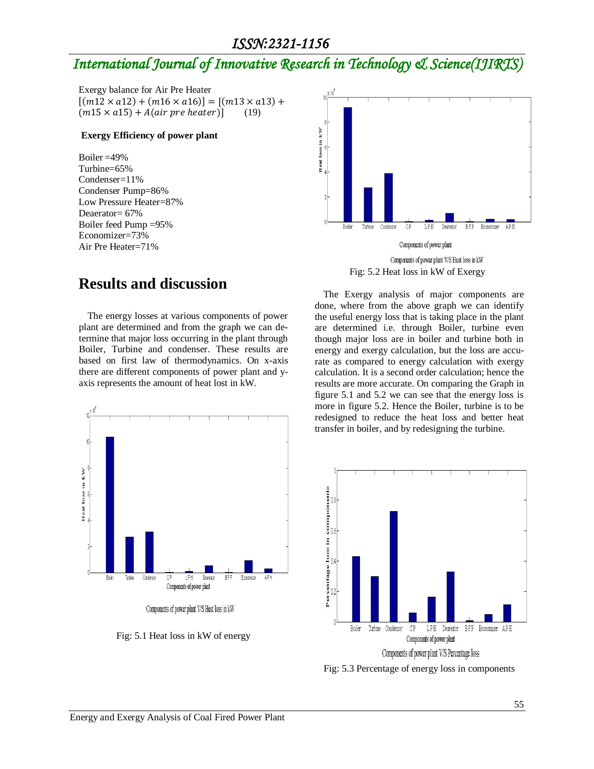Exergy balance for Air Pre Heater

$$[(m12 \times a12) + (m16 \times a16)] = [(m13 \times a13) + (m15 \times a15) + A(air\ pre\ heater)] \quad (19)$$

**Exergy Efficiency of power plant**

Boiler =49%
Turbine=65%
Condenser=11%
Condenser Pump=86%
Low Pressure Heater=87%
Deaerator= 67%
Boiler feed Pump =95%
Economizer=73%
Air Pre Heater=71%

## Results and discussion

The energy losses at various components of power plant are determined and from the graph we can determine that major loss occurring in the plant through Boiler, Turbine and condenser. These results are based on first law of thermodynamics. On x-axis there are different components of power plant and y-axis represents the amount of heat lost in kW.

Components of power plant V/S Heat loss in kW

Fig: 5.1 Heat loss in kW of energy

Components of power plant V/S Heat loss in kW

Fig: 5.2 Heat loss in kW of Exergy

The Exergy analysis of major components are done, where from the above graph we can identify the useful energy loss that is taking place in the plant are determined i.e. through Boiler, turbine even though major loss are in boiler and turbine both in energy and exergy calculation, but the loss are accurate as compared to energy calculation with exergy calculation. It is a second order calculation; hence the results are more accurate. On comparing the Graph in figure 5.1 and 5.2 we can see that the energy loss is more in figure 5.2. Hence the Boiler, turbine is to be redesigned to reduce the heat loss and better heat transfer in boiler, and by redesigning the turbine.

Components of power plant V/S Percentage loss

Fig: 5.3 Percentage of energy loss in components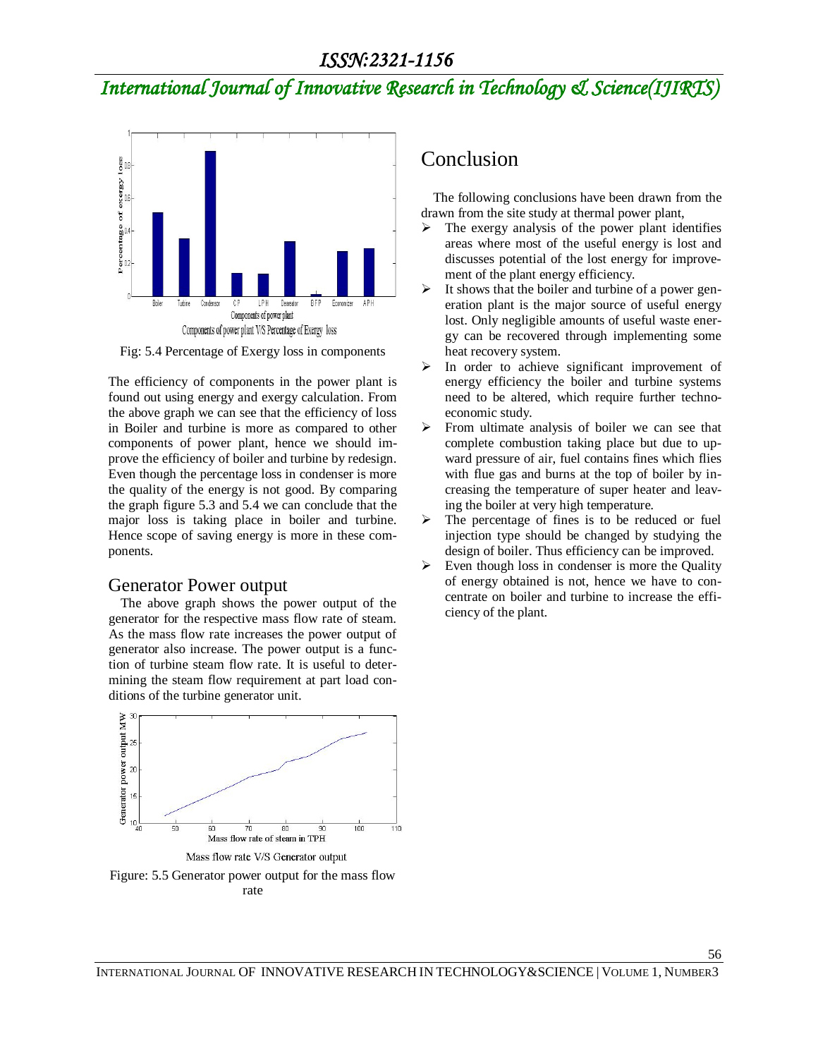Fig: 5.4 Percentage of Exergy loss in components

The efficiency of components in the power plant is found out using energy and exergy calculation. From the above graph we can see that the efficiency of loss in Boiler and turbine is more as compared to other components of power plant, hence we should improve the efficiency of boiler and turbine by redesign. Even though the percentage loss in condenser is more the quality of the energy is not good. By comparing the graph figure 5.3 and 5.4 we can conclude that the major loss is taking place in boiler and turbine. Hence scope of saving energy is more in these components.

## Generator Power output

The above graph shows the power output of the generator for the respective mass flow rate of steam. As the mass flow rate increases the power output of generator also increase. The power output is a function of turbine steam flow rate. It is useful to determining the steam flow requirement at part load conditions of the turbine generator unit.

Figure: 5.5 Generator power output for the mass flow rate

# Conclusion

The following conclusions have been drawn from the drawn from the site study at thermal power plant,

- The exergy analysis of the power plant identifies areas where most of the useful energy is lost and discusses potential of the lost energy for improvement of the plant energy efficiency.
- It shows that the boiler and turbine of a power generation plant is the major source of useful energy lost. Only negligible amounts of useful waste energy can be recovered through implementing some heat recovery system.
- In order to achieve significant improvement of energy efficiency the boiler and turbine systems need to be altered, which require further techno-economic study.
- From ultimate analysis of boiler we can see that complete combustion taking place but due to upward pressure of air, fuel contains fines which flies with flue gas and burns at the top of boiler by increasing the temperature of super heater and leaving the boiler at very high temperature.
- The percentage of fines is to be reduced or fuel injection type should be changed by studying the design of boiler. Thus efficiency can be improved.
- Even though loss in condenser is more the Quality of energy obtained is not, hence we have to concentrate on boiler and turbine to increase the efficiency of the plant.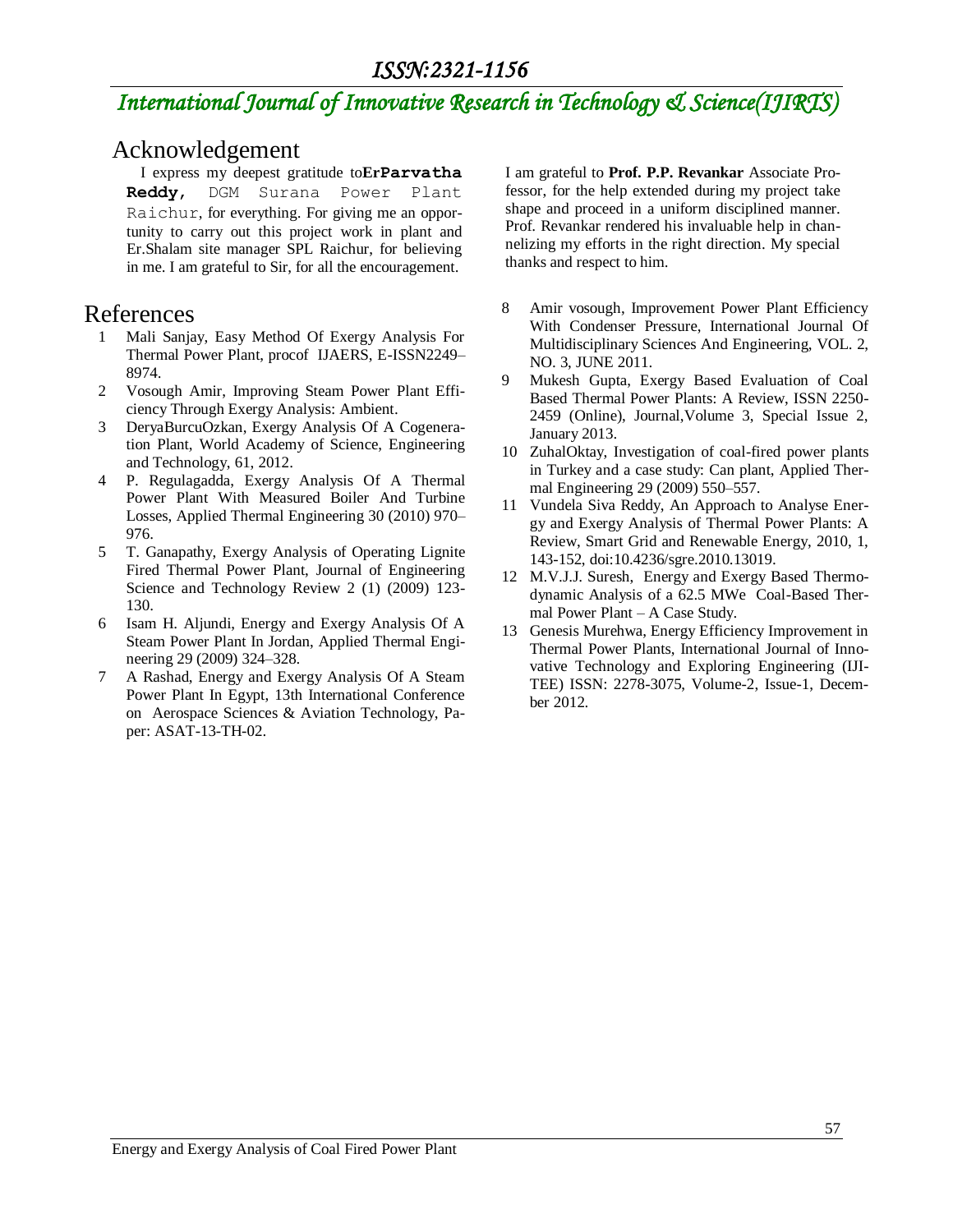## Acknowledgement

I express my deepest gratitude to**Er Parvatha Reddy,** DGM Surana Power Plant Raichur, for everything. For giving me an opportunity to carry out this project work in plant and Er.Shalam site manager SPL Raichur, for believing in me. I am grateful to Sir, for all the encouragement.

I am grateful to **Prof. P.P. Revankar** Associate Professor, for the help extended during my project take shape and proceed in a uniform disciplined manner. Prof. Revankar rendered his invaluable help in channelizing my efforts in the right direction. My special thanks and respect to him.

## References

1. Mali Sanjay, Easy Method Of Exergy Analysis For Thermal Power Plant, procof IJAERS, E-ISSN2249–8974.
2. Vosough Amir, Improving Steam Power Plant Efficiency Through Exergy Analysis: Ambient.
3. DeryaBurcuOzkan, Exergy Analysis Of A Cogeneration Plant, World Academy of Science, Engineering and Technology, 61, 2012.
4. P. Regulagadda, Exergy Analysis Of A Thermal Power Plant With Measured Boiler And Turbine Losses, Applied Thermal Engineering 30 (2010) 970–976.
5. T. Ganapathy, Exergy Analysis of Operating Lignite Fired Thermal Power Plant, Journal of Engineering Science and Technology Review 2 (1) (2009) 123-130.
6. Isam H. Aljundi, Energy and Exergy Analysis Of A Steam Power Plant In Jordan, Applied Thermal Engineering 29 (2009) 324–328.
7. A Rashad, Energy and Exergy Analysis Of A Steam Power Plant In Egypt, 13th International Conference on Aerospace Sciences & Aviation Technology, Paper: ASAT-13-TH-02.
8. Amir vosough, Improvement Power Plant Efficiency With Condenser Pressure, International Journal Of Multidisciplinary Sciences And Engineering, VOL. 2, NO. 3, JUNE 2011.
9. Mukesh Gupta, Exergy Based Evaluation of Coal Based Thermal Power Plants: A Review, ISSN 2250-2459 (Online), Journal,Volume 3, Special Issue 2, January 2013.
10. ZuhalOktay, Investigation of coal-fired power plants in Turkey and a case study: Can plant, Applied Thermal Engineering 29 (2009) 550–557.
11. Vundela Siva Reddy, An Approach to Analyse Energy and Exergy Analysis of Thermal Power Plants: A Review, Smart Grid and Renewable Energy, 2010, 1, 143-152, doi:10.4236/sgre.2010.13019.
12. M.V.J.J. Suresh, Energy and Exergy Based Thermodynamic Analysis of a 62.5 MWe Coal-Based Thermal Power Plant – A Case Study.
13. Genesis Murehwa, Energy Efficiency Improvement in Thermal Power Plants, International Journal of Innovative Technology and Exploring Engineering (IJITEE) ISSN: 2278-3075, Volume-2, Issue-1, December 2012.